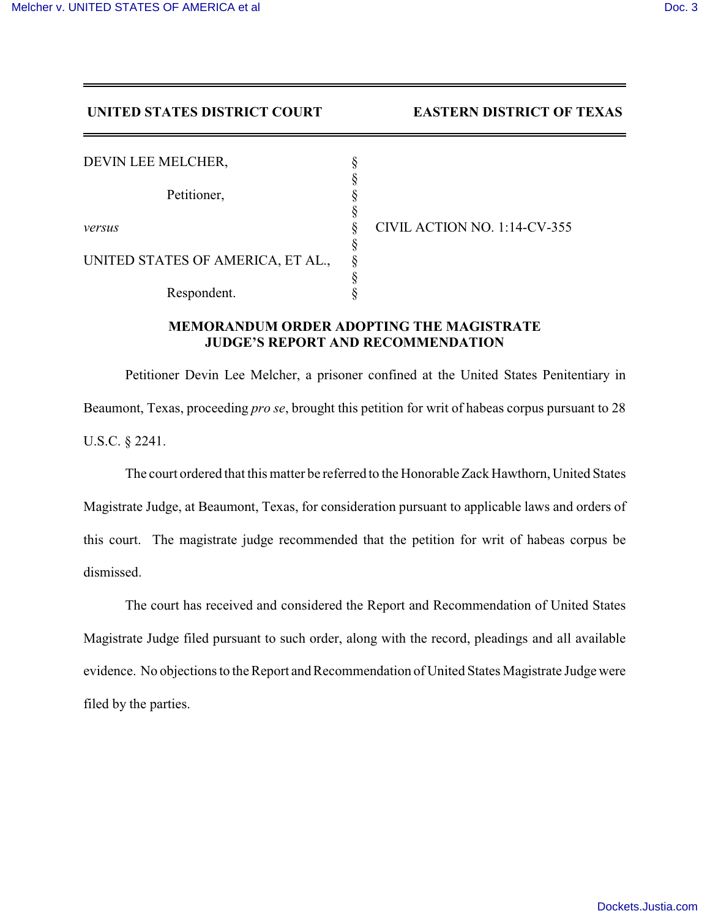**UNITED STATES DISTRICT COURT** **EASTERN DISTRICT OF TEXAS**

| | | |
|---|---|---|
| DEVIN LEE MELCHER, | § | |
| | § | |
| Petitioner, | § | |
| | § | |
| *versus* | § | CIVIL ACTION NO. 1:14-CV-355 |
| | § | |
| UNITED STATES OF AMERICA, ET AL., | § | |
| | § | |
| Respondent. | § | |

## MEMORANDUM ORDER ADOPTING THE MAGISTRATE JUDGE'S REPORT AND RECOMMENDATION

Petitioner Devin Lee Melcher, a prisoner confined at the United States Penitentiary in Beaumont, Texas, proceeding *pro se*, brought this petition for writ of habeas corpus pursuant to 28 U.S.C. § 2241.

The court ordered that this matter be referred to the Honorable Zack Hawthorn, United States Magistrate Judge, at Beaumont, Texas, for consideration pursuant to applicable laws and orders of this court. The magistrate judge recommended that the petition for writ of habeas corpus be dismissed.

The court has received and considered the Report and Recommendation of United States Magistrate Judge filed pursuant to such order, along with the record, pleadings and all available evidence. No objections to the Report and Recommendation of United States Magistrate Judge were filed by the parties.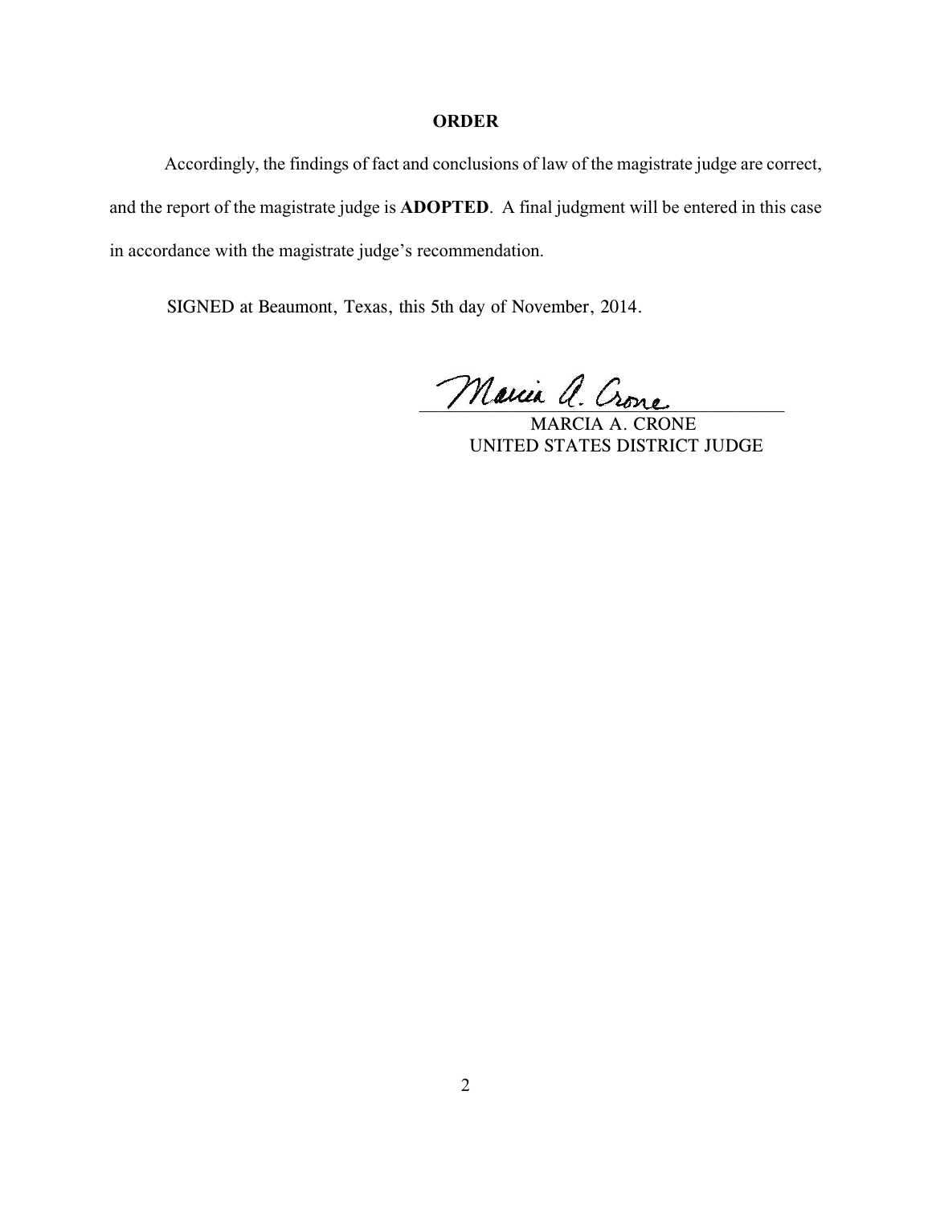**ORDER**

Accordingly, the findings of fact and conclusions of law of the magistrate judge are correct, and the report of the magistrate judge is **ADOPTED**. A final judgment will be entered in this case in accordance with the magistrate judge's recommendation.

SIGNED at Beaumont, Texas, this 5th day of November, 2014.

Marcia A. Crone

MARCIA A. CRONE
UNITED STATES DISTRICT JUDGE